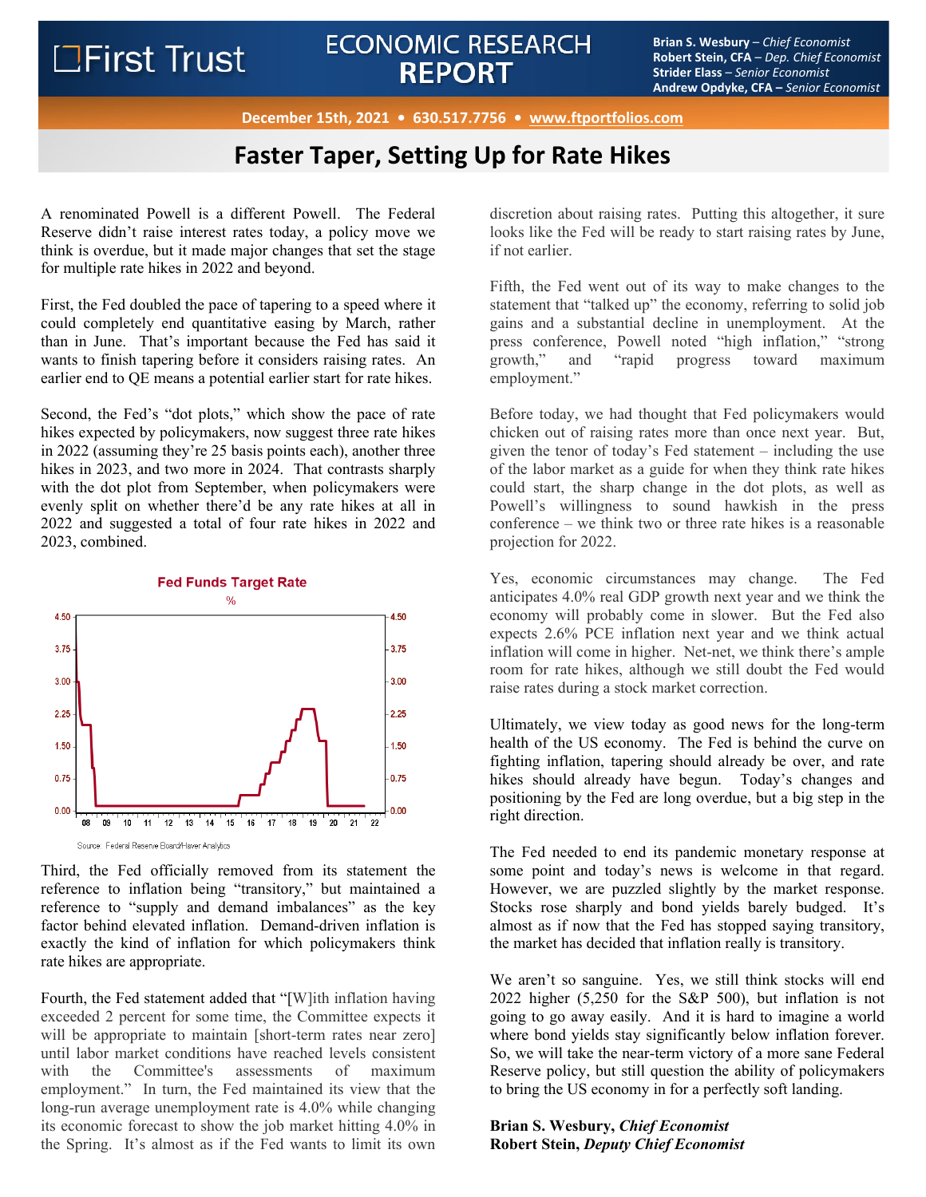# First Trust ECONOMIC RESEARCH REPORT

**Brian S. Wesbury** – *Chief Economist*
**Robert Stein, CFA** – *Dep. Chief Economist*
**Strider Elass** – *Senior Economist*
**Andrew Opdyke, CFA** – *Senior Economist*

**December 15th, 2021 • 630.517.7756 • www.ftportfolios.com**

## Faster Taper, Setting Up for Rate Hikes

A renominated Powell is a different Powell. The Federal Reserve didn't raise interest rates today, a policy move we think is overdue, but it made major changes that set the stage for multiple rate hikes in 2022 and beyond.

First, the Fed doubled the pace of tapering to a speed where it could completely end quantitative easing by March, rather than in June. That's important because the Fed has said it wants to finish tapering before it considers raising rates. An earlier end to QE means a potential earlier start for rate hikes.

Second, the Fed's "dot plots," which show the pace of rate hikes expected by policymakers, now suggest three rate hikes in 2022 (assuming they're 25 basis points each), another three hikes in 2023, and two more in 2024. That contrasts sharply with the dot plot from September, when policymakers were evenly split on whether there'd be any rate hikes at all in 2022 and suggested a total of four rate hikes in 2022 and 2023, combined.

**Fed Funds Target Rate**
%

Source: Federal Reserve Board/Haver Analytics

Third, the Fed officially removed from its statement the reference to inflation being "transitory," but maintained a reference to "supply and demand imbalances" as the key factor behind elevated inflation. Demand-driven inflation is exactly the kind of inflation for which policymakers think rate hikes are appropriate.

Fourth, the Fed statement added that "[W]ith inflation having exceeded 2 percent for some time, the Committee expects it will be appropriate to maintain [short-term rates near zero] until labor market conditions have reached levels consistent with the Committee's assessments of maximum employment." In turn, the Fed maintained its view that the long-run average unemployment rate is 4.0% while changing its economic forecast to show the job market hitting 4.0% in the Spring. It's almost as if the Fed wants to limit its own discretion about raising rates. Putting this altogether, it sure looks like the Fed will be ready to start raising rates by June, if not earlier.

Fifth, the Fed went out of its way to make changes to the statement that "talked up" the economy, referring to solid job gains and a substantial decline in unemployment. At the press conference, Powell noted "high inflation," "strong growth," and "rapid progress toward maximum employment."

Before today, we had thought that Fed policymakers would chicken out of raising rates more than once next year. But, given the tenor of today's Fed statement – including the use of the labor market as a guide for when they think rate hikes could start, the sharp change in the dot plots, as well as Powell's willingness to sound hawkish in the press conference – we think two or three rate hikes is a reasonable projection for 2022.

Yes, economic circumstances may change. The Fed anticipates 4.0% real GDP growth next year and we think the economy will probably come in slower. But the Fed also expects 2.6% PCE inflation next year and we think actual inflation will come in higher. Net-net, we think there's ample room for rate hikes, although we still doubt the Fed would raise rates during a stock market correction.

Ultimately, we view today as good news for the long-term health of the US economy. The Fed is behind the curve on fighting inflation, tapering should already be over, and rate hikes should already have begun. Today's changes and positioning by the Fed are long overdue, but a big step in the right direction.

The Fed needed to end its pandemic monetary response at some point and today's news is welcome in that regard. However, we are puzzled slightly by the market response. Stocks rose sharply and bond yields barely budged. It's almost as if now that the Fed has stopped saying transitory, the market has decided that inflation really is transitory.

We aren't so sanguine. Yes, we still think stocks will end 2022 higher (5,250 for the S&P 500), but inflation is not going to go away easily. And it is hard to imagine a world where bond yields stay significantly below inflation forever. So, we will take the near-term victory of a more sane Federal Reserve policy, but still question the ability of policymakers to bring the US economy in for a perfectly soft landing.

**Brian S. Wesbury,** ***Chief Economist***
**Robert Stein,** ***Deputy Chief Economist***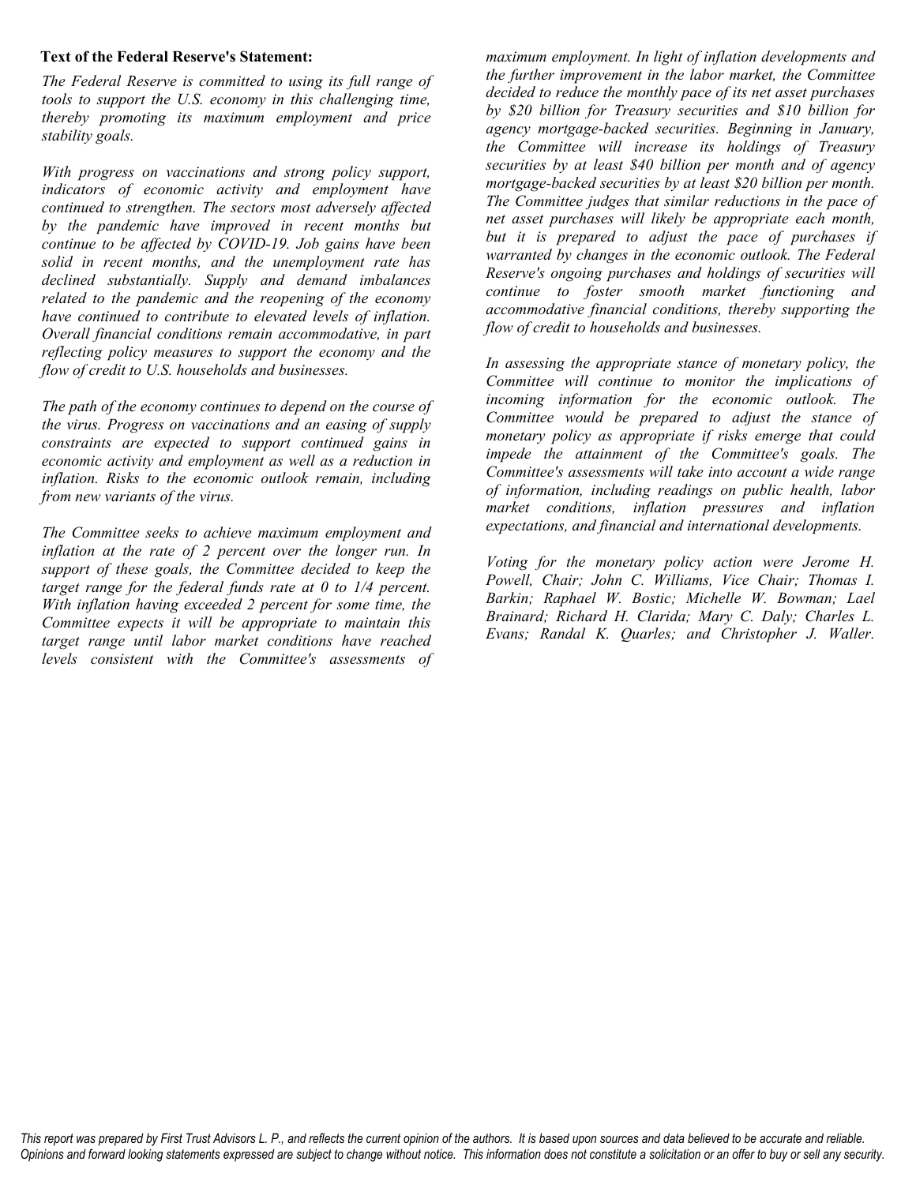**Text of the Federal Reserve's Statement:**

*The Federal Reserve is committed to using its full range of tools to support the U.S. economy in this challenging time, thereby promoting its maximum employment and price stability goals.*

*With progress on vaccinations and strong policy support, indicators of economic activity and employment have continued to strengthen. The sectors most adversely affected by the pandemic have improved in recent months but continue to be affected by COVID-19. Job gains have been solid in recent months, and the unemployment rate has declined substantially. Supply and demand imbalances related to the pandemic and the reopening of the economy have continued to contribute to elevated levels of inflation. Overall financial conditions remain accommodative, in part reflecting policy measures to support the economy and the flow of credit to U.S. households and businesses.*

*The path of the economy continues to depend on the course of the virus. Progress on vaccinations and an easing of supply constraints are expected to support continued gains in economic activity and employment as well as a reduction in inflation. Risks to the economic outlook remain, including from new variants of the virus.*

*The Committee seeks to achieve maximum employment and inflation at the rate of 2 percent over the longer run. In support of these goals, the Committee decided to keep the target range for the federal funds rate at 0 to 1/4 percent. With inflation having exceeded 2 percent for some time, the Committee expects it will be appropriate to maintain this target range until labor market conditions have reached levels consistent with the Committee's assessments of maximum employment. In light of inflation developments and the further improvement in the labor market, the Committee decided to reduce the monthly pace of its net asset purchases by $20 billion for Treasury securities and $10 billion for agency mortgage-backed securities. Beginning in January, the Committee will increase its holdings of Treasury securities by at least $40 billion per month and of agency mortgage-backed securities by at least $20 billion per month. The Committee judges that similar reductions in the pace of net asset purchases will likely be appropriate each month, but it is prepared to adjust the pace of purchases if warranted by changes in the economic outlook. The Federal Reserve's ongoing purchases and holdings of securities will continue to foster smooth market functioning and accommodative financial conditions, thereby supporting the flow of credit to households and businesses.*

*In assessing the appropriate stance of monetary policy, the Committee will continue to monitor the implications of incoming information for the economic outlook. The Committee would be prepared to adjust the stance of monetary policy as appropriate if risks emerge that could impede the attainment of the Committee's goals. The Committee's assessments will take into account a wide range of information, including readings on public health, labor market conditions, inflation pressures and inflation expectations, and financial and international developments.*

*Voting for the monetary policy action were Jerome H. Powell, Chair; John C. Williams, Vice Chair; Thomas I. Barkin; Raphael W. Bostic; Michelle W. Bowman; Lael Brainard; Richard H. Clarida; Mary C. Daly; Charles L. Evans; Randal K. Quarles; and Christopher J. Waller.*

*This report was prepared by First Trust Advisors L. P., and reflects the current opinion of the authors. It is based upon sources and data believed to be accurate and reliable. Opinions and forward looking statements expressed are subject to change without notice. This information does not constitute a solicitation or an offer to buy or sell any security.*